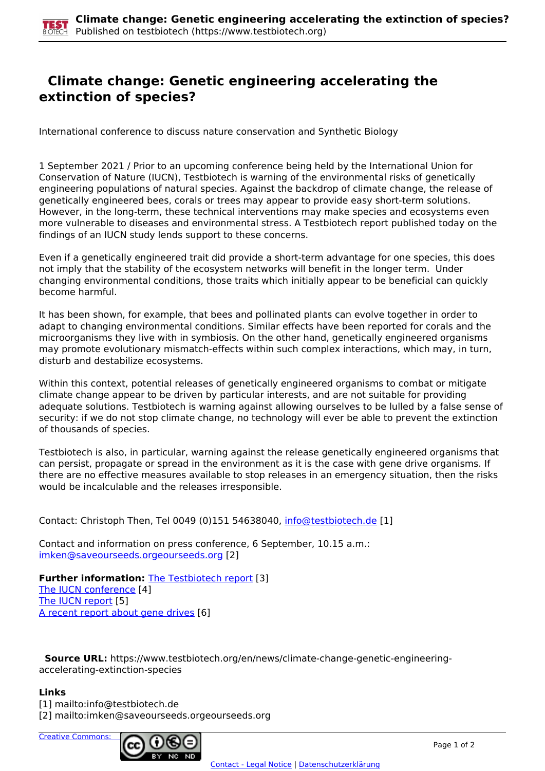# Climate change: Genetic engineering accelerating the extinction of species?

International conference to discuss nature conservation and Synthetic Biology

1 September 2021 / Prior to an upcoming conference being held by the International Union for Conservation of Nature (IUCN), Testbiotech is warning of the environmental risks of genetically engineering populations of natural species. Against the backdrop of climate change, the release of genetically engineered bees, corals or trees may appear to provide easy short-term solutions. However, in the long-term, these technical interventions may make species and ecosystems even more vulnerable to diseases and environmental stress. A Testbiotech report published today on the findings of an IUCN study lends support to these concerns.

Even if a genetically engineered trait did provide a short-term advantage for one species, this does not imply that the stability of the ecosystem networks will benefit in the longer term. Under changing environmental conditions, those traits which initially appear to be beneficial can quickly become harmful.

It has been shown, for example, that bees and pollinated plants can evolve together in order to adapt to changing environmental conditions. Similar effects have been reported for corals and the microorganisms they live with in symbiosis. On the other hand, genetically engineered organisms may promote evolutionary mismatch-effects within such complex interactions, which may, in turn, disturb and destabilize ecosystems.

Within this context, potential releases of genetically engineered organisms to combat or mitigate climate change appear to be driven by particular interests, and are not suitable for providing adequate solutions. Testbiotech is warning against allowing ourselves to be lulled by a false sense of security: if we do not stop climate change, no technology will ever be able to prevent the extinction of thousands of species.

Testbiotech is also, in particular, warning against the release genetically engineered organisms that can persist, propagate or spread in the environment as it is the case with gene drive organisms. If there are no effective measures available to stop releases in an emergency situation, then the risks would be incalculable and the releases irresponsible.

Contact: Christoph Then, Tel 0049 (0)151 54638040, info@testbiotech.de [1]

Contact and information on press conference, 6 September, 10.15 a.m.: imken@saveourseeds.orgeourseeds.org [2]

**Further information:** The Testbiotech report [3]
The IUCN conference [4]
The IUCN report [5]
A recent report about gene drives [6]

**Source URL:** https://www.testbiotech.org/en/news/climate-change-genetic-engineering-accelerating-extinction-species

**Links**
[1] mailto:info@testbiotech.de
[2] mailto:imken@saveourseeds.orgeourseeds.org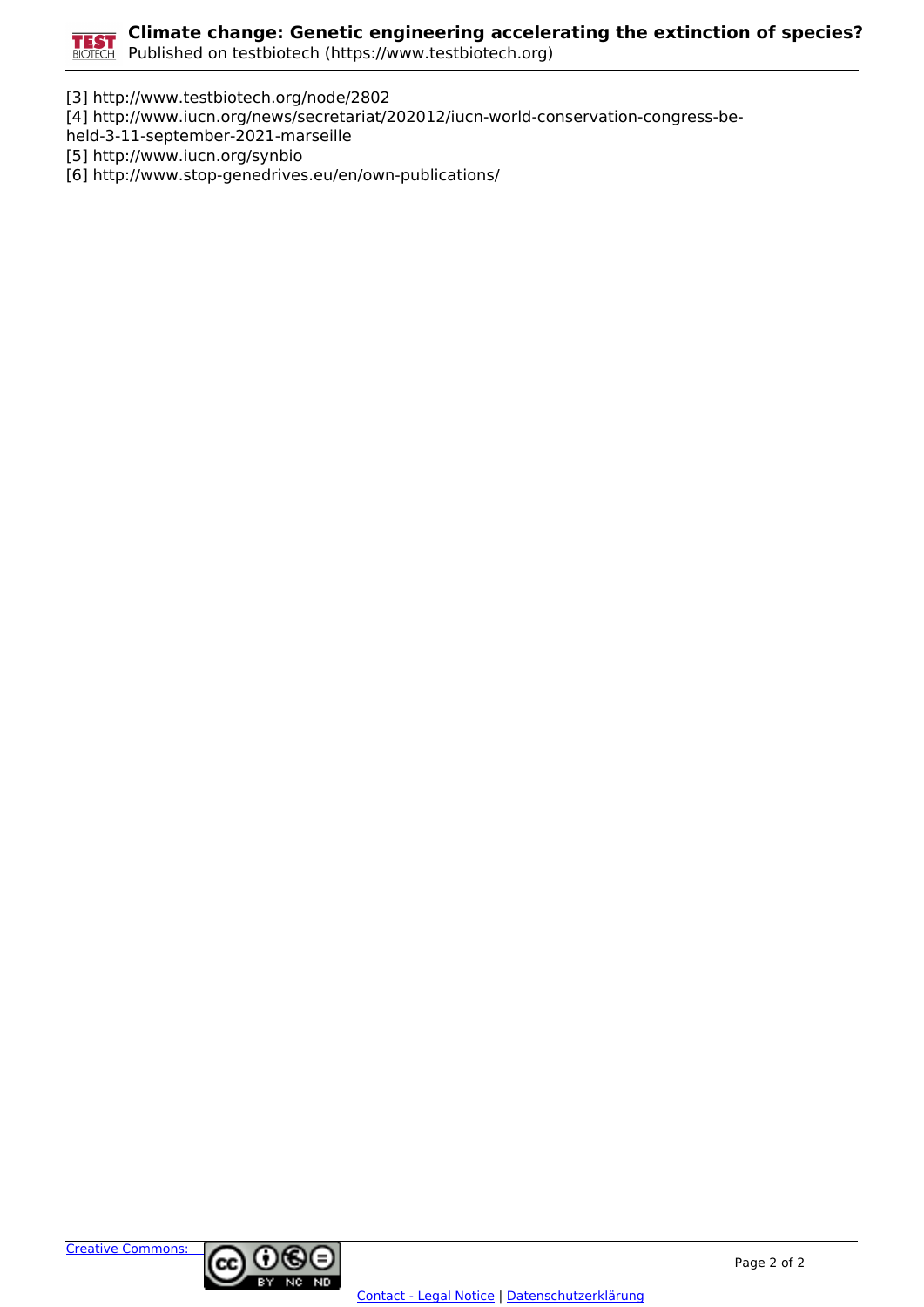[3] http://www.testbiotech.org/node/2802
[4] http://www.iucn.org/news/secretariat/202012/iucn-world-conservation-congress-be-held-3-11-september-2021-marseille
[5] http://www.iucn.org/synbio
[6] http://www.stop-genedrives.eu/en/own-publications/